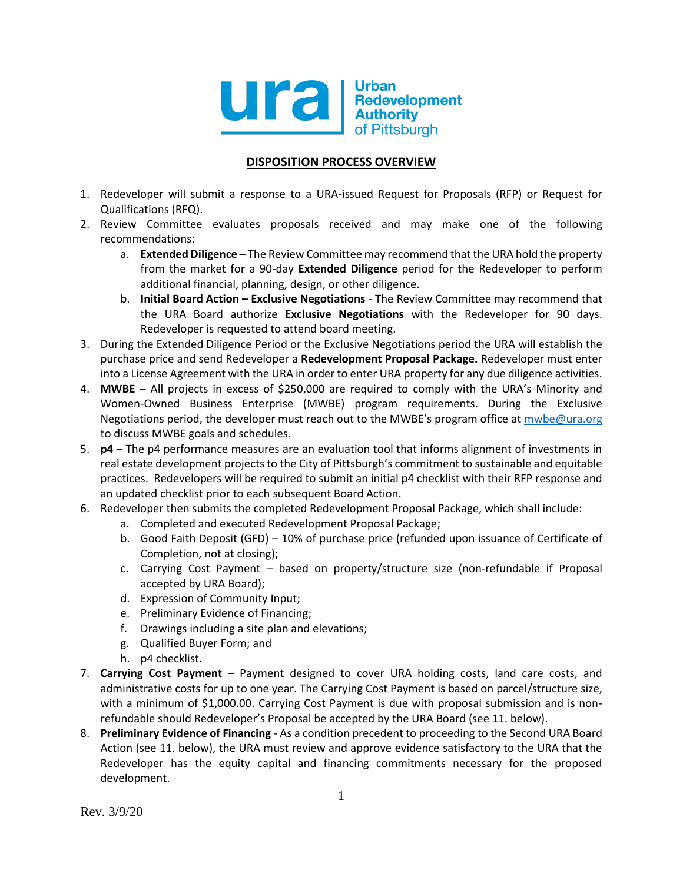**Urban Redevelopment Authority of Pittsburgh**

## DISPOSITION PROCESS OVERVIEW

1. Redeveloper will submit a response to a URA-issued Request for Proposals (RFP) or Request for Qualifications (RFQ).
2. Review Committee evaluates proposals received and may make one of the following recommendations:
   a. **Extended Diligence** – The Review Committee may recommend that the URA hold the property from the market for a 90-day **Extended Diligence** period for the Redeveloper to perform additional financial, planning, design, or other diligence.
   b. **Initial Board Action – Exclusive Negotiations** - The Review Committee may recommend that the URA Board authorize **Exclusive Negotiations** with the Redeveloper for 90 days. Redeveloper is requested to attend board meeting.
3. During the Extended Diligence Period or the Exclusive Negotiations period the URA will establish the purchase price and send Redeveloper a **Redevelopment Proposal Package.** Redeveloper must enter into a License Agreement with the URA in order to enter URA property for any due diligence activities.
4. **MWBE** – All projects in excess of $250,000 are required to comply with the URA's Minority and Women-Owned Business Enterprise (MWBE) program requirements. During the Exclusive Negotiations period, the developer must reach out to the MWBE's program office at mwbe@ura.org to discuss MWBE goals and schedules.
5. **p4** – The p4 performance measures are an evaluation tool that informs alignment of investments in real estate development projects to the City of Pittsburgh's commitment to sustainable and equitable practices. Redevelopers will be required to submit an initial p4 checklist with their RFP response and an updated checklist prior to each subsequent Board Action.
6. Redeveloper then submits the completed Redevelopment Proposal Package, which shall include:
   a. Completed and executed Redevelopment Proposal Package;
   b. Good Faith Deposit (GFD) – 10% of purchase price (refunded upon issuance of Certificate of Completion, not at closing);
   c. Carrying Cost Payment – based on property/structure size (non-refundable if Proposal accepted by URA Board);
   d. Expression of Community Input;
   e. Preliminary Evidence of Financing;
   f. Drawings including a site plan and elevations;
   g. Qualified Buyer Form; and
   h. p4 checklist.
7. **Carrying Cost Payment** – Payment designed to cover URA holding costs, land care costs, and administrative costs for up to one year. The Carrying Cost Payment is based on parcel/structure size, with a minimum of $1,000.00. Carrying Cost Payment is due with proposal submission and is non-refundable should Redeveloper's Proposal be accepted by the URA Board (see 11. below).
8. **Preliminary Evidence of Financing** - As a condition precedent to proceeding to the Second URA Board Action (see 11. below), the URA must review and approve evidence satisfactory to the URA that the Redeveloper has the equity capital and financing commitments necessary for the proposed development.

Rev. 3/9/20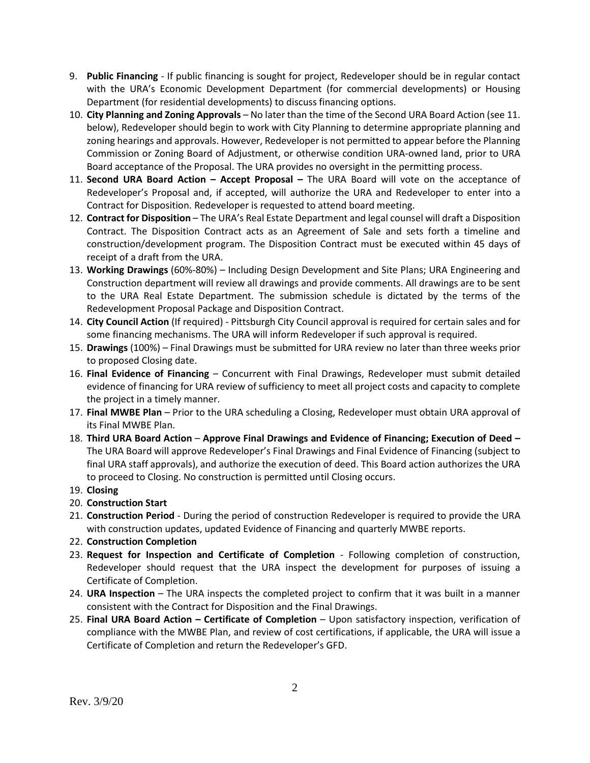9. **Public Financing** - If public financing is sought for project, Redeveloper should be in regular contact with the URA's Economic Development Department (for commercial developments) or Housing Department (for residential developments) to discuss financing options.
10. **City Planning and Zoning Approvals** – No later than the time of the Second URA Board Action (see 11. below), Redeveloper should begin to work with City Planning to determine appropriate planning and zoning hearings and approvals. However, Redeveloper is not permitted to appear before the Planning Commission or Zoning Board of Adjustment, or otherwise condition URA-owned land, prior to URA Board acceptance of the Proposal. The URA provides no oversight in the permitting process.
11. **Second URA Board Action – Accept Proposal –** The URA Board will vote on the acceptance of Redeveloper's Proposal and, if accepted, will authorize the URA and Redeveloper to enter into a Contract for Disposition. Redeveloper is requested to attend board meeting.
12. **Contract for Disposition** – The URA's Real Estate Department and legal counsel will draft a Disposition Contract. The Disposition Contract acts as an Agreement of Sale and sets forth a timeline and construction/development program. The Disposition Contract must be executed within 45 days of receipt of a draft from the URA.
13. **Working Drawings** (60%-80%) – Including Design Development and Site Plans; URA Engineering and Construction department will review all drawings and provide comments. All drawings are to be sent to the URA Real Estate Department. The submission schedule is dictated by the terms of the Redevelopment Proposal Package and Disposition Contract.
14. **City Council Action** (If required) - Pittsburgh City Council approval is required for certain sales and for some financing mechanisms. The URA will inform Redeveloper if such approval is required.
15. **Drawings** (100%) – Final Drawings must be submitted for URA review no later than three weeks prior to proposed Closing date.
16. **Final Evidence of Financing** – Concurrent with Final Drawings, Redeveloper must submit detailed evidence of financing for URA review of sufficiency to meet all project costs and capacity to complete the project in a timely manner.
17. **Final MWBE Plan** – Prior to the URA scheduling a Closing, Redeveloper must obtain URA approval of its Final MWBE Plan.
18. **Third URA Board Action** – **Approve Final Drawings and Evidence of Financing; Execution of Deed –** The URA Board will approve Redeveloper's Final Drawings and Final Evidence of Financing (subject to final URA staff approvals), and authorize the execution of deed. This Board action authorizes the URA to proceed to Closing. No construction is permitted until Closing occurs.
19. **Closing**
20. **Construction Start**
21. **Construction Period** - During the period of construction Redeveloper is required to provide the URA with construction updates, updated Evidence of Financing and quarterly MWBE reports.
22. **Construction Completion**
23. **Request for Inspection and Certificate of Completion** - Following completion of construction, Redeveloper should request that the URA inspect the development for purposes of issuing a Certificate of Completion.
24. **URA Inspection** – The URA inspects the completed project to confirm that it was built in a manner consistent with the Contract for Disposition and the Final Drawings.
25. **Final URA Board Action – Certificate of Completion** – Upon satisfactory inspection, verification of compliance with the MWBE Plan, and review of cost certifications, if applicable, the URA will issue a Certificate of Completion and return the Redeveloper's GFD.

Rev. 3/9/20